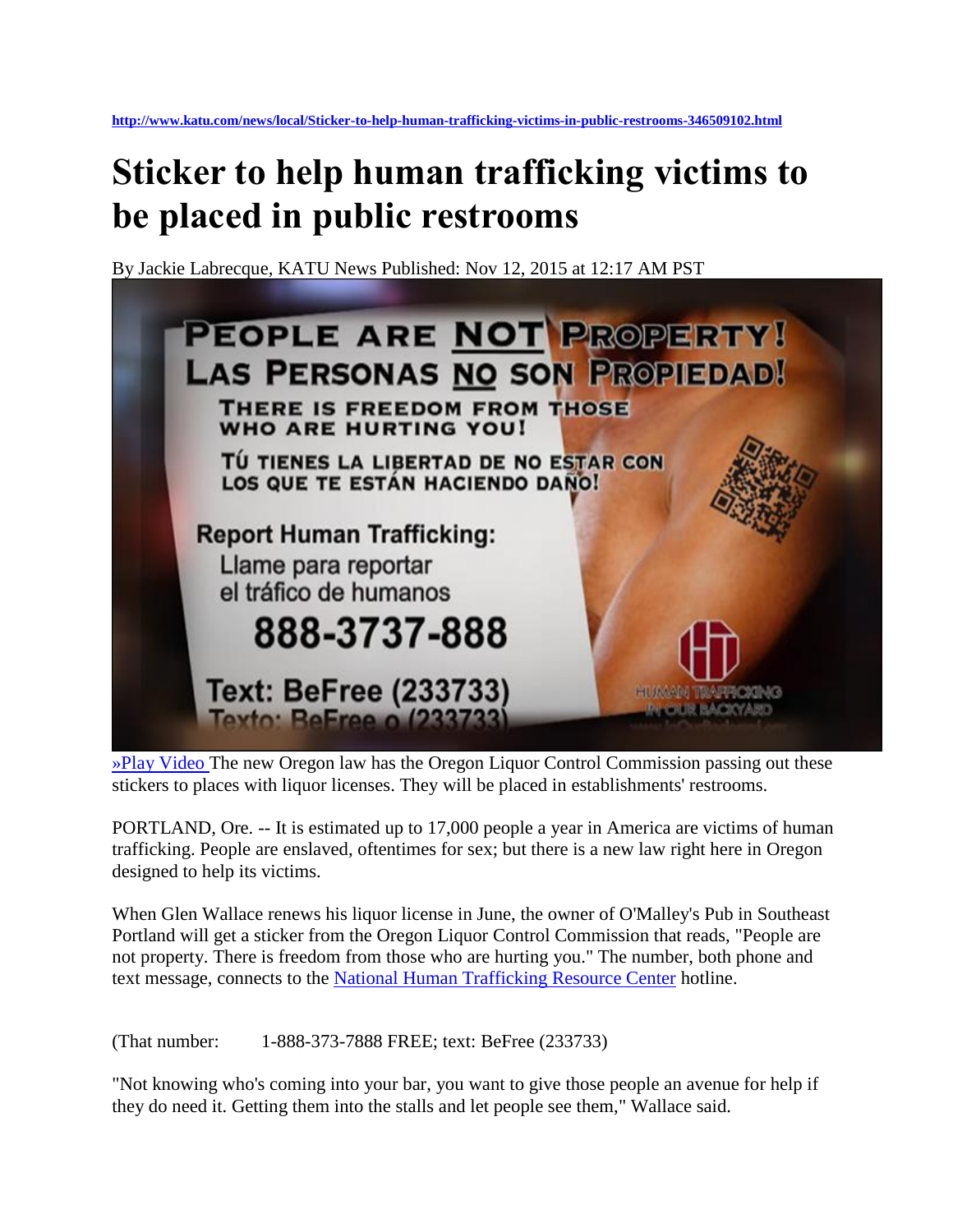http://www.katu.com/news/local/Sticker-to-help-human-trafficking-victims-in-public-restrooms-346509102.html

# Sticker to help human trafficking victims to be placed in public restrooms

By Jackie Labrecque, KATU News Published: Nov 12, 2015 at 12:17 AM PST

PEOPLE ARE NOT PROPERTY!
LAS PERSONAS NO SON PROPIEDAD!
THERE IS FREEDOM FROM THOSE WHO ARE HURTING YOU!
TÚ TIENES LA LIBERTAD DE NO ESTAR CON LOS QUE TE ESTÁN HACIENDO DAÑO!
Report Human Trafficking:
Llame para reportar el tráfico de humanos
888-3737-888
Text: BeFree (233733)
Texto: BeFree o (233733)
HUMAN TRAFFICKING IN OUR BACKYARD

»Play Video The new Oregon law has the Oregon Liquor Control Commission passing out these stickers to places with liquor licenses. They will be placed in establishments' restrooms.

PORTLAND, Ore. -- It is estimated up to 17,000 people a year in America are victims of human trafficking. People are enslaved, oftentimes for sex; but there is a new law right here in Oregon designed to help its victims.

When Glen Wallace renews his liquor license in June, the owner of O'Malley's Pub in Southeast Portland will get a sticker from the Oregon Liquor Control Commission that reads, "People are not property. There is freedom from those who are hurting you." The number, both phone and text message, connects to the National Human Trafficking Resource Center hotline.

(That number: 1-888-373-7888 FREE; text: BeFree (233733)

"Not knowing who's coming into your bar, you want to give those people an avenue for help if they do need it. Getting them into the stalls and let people see them," Wallace said.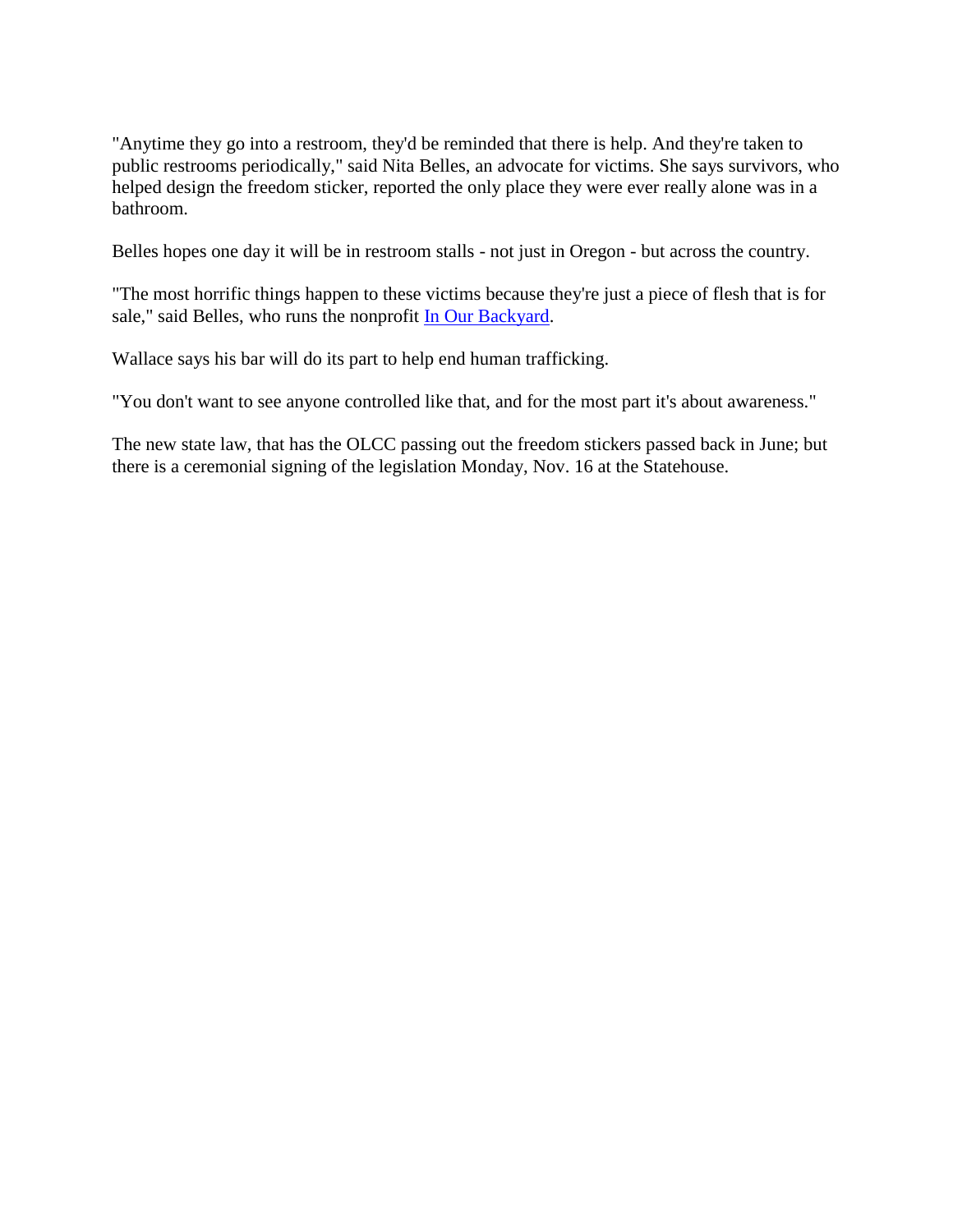"Anytime they go into a restroom, they'd be reminded that there is help. And they're taken to public restrooms periodically," said Nita Belles, an advocate for victims. She says survivors, who helped design the freedom sticker, reported the only place they were ever really alone was in a bathroom.

Belles hopes one day it will be in restroom stalls - not just in Oregon - but across the country.

"The most horrific things happen to these victims because they're just a piece of flesh that is for sale," said Belles, who runs the nonprofit In Our Backyard.

Wallace says his bar will do its part to help end human trafficking.

"You don't want to see anyone controlled like that, and for the most part it's about awareness."

The new state law, that has the OLCC passing out the freedom stickers passed back in June; but there is a ceremonial signing of the legislation Monday, Nov. 16 at the Statehouse.